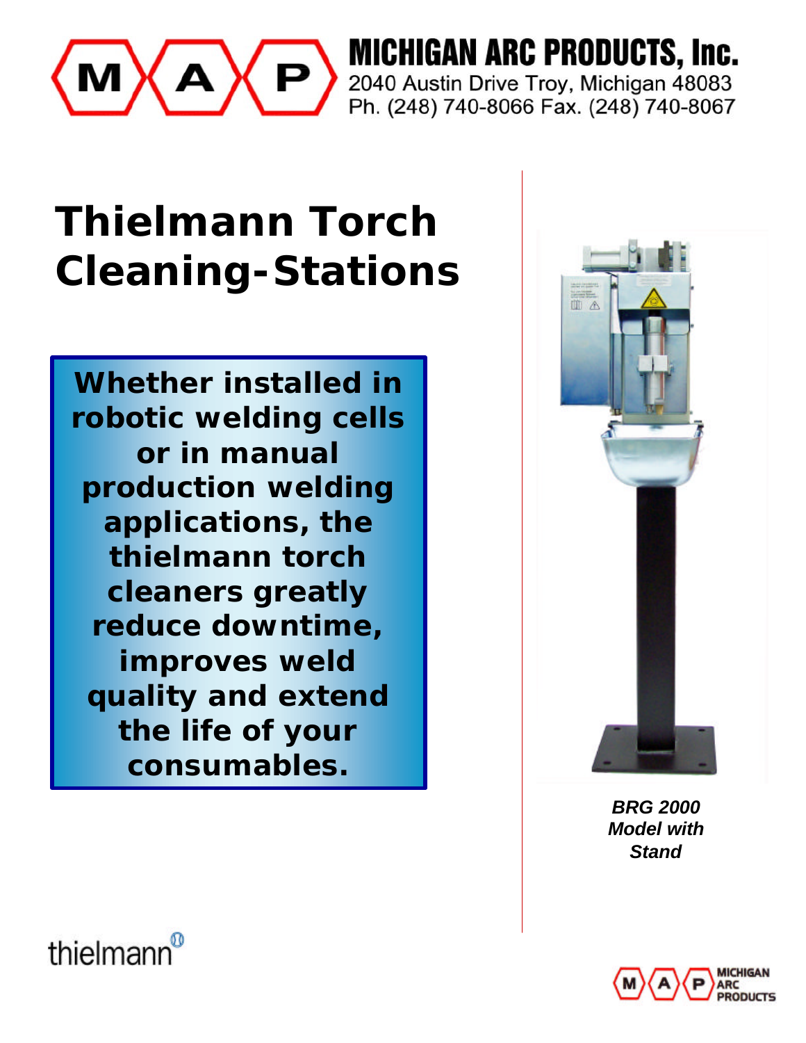**MICHIGAN ARC PRODUCTS, Inc.**
2040 Austin Drive Troy, Michigan 48083
Ph. (248) 740-8066 Fax. (248) 740-8067

# Thielmann Torch Cleaning-Stations

**Whether installed in robotic welding cells or in manual production welding applications, the thielmann torch cleaners greatly reduce downtime, improves weld quality and extend the life of your consumables.**

***BRG 2000 Model with Stand***

thielmann

MICHIGAN ARC PRODUCTS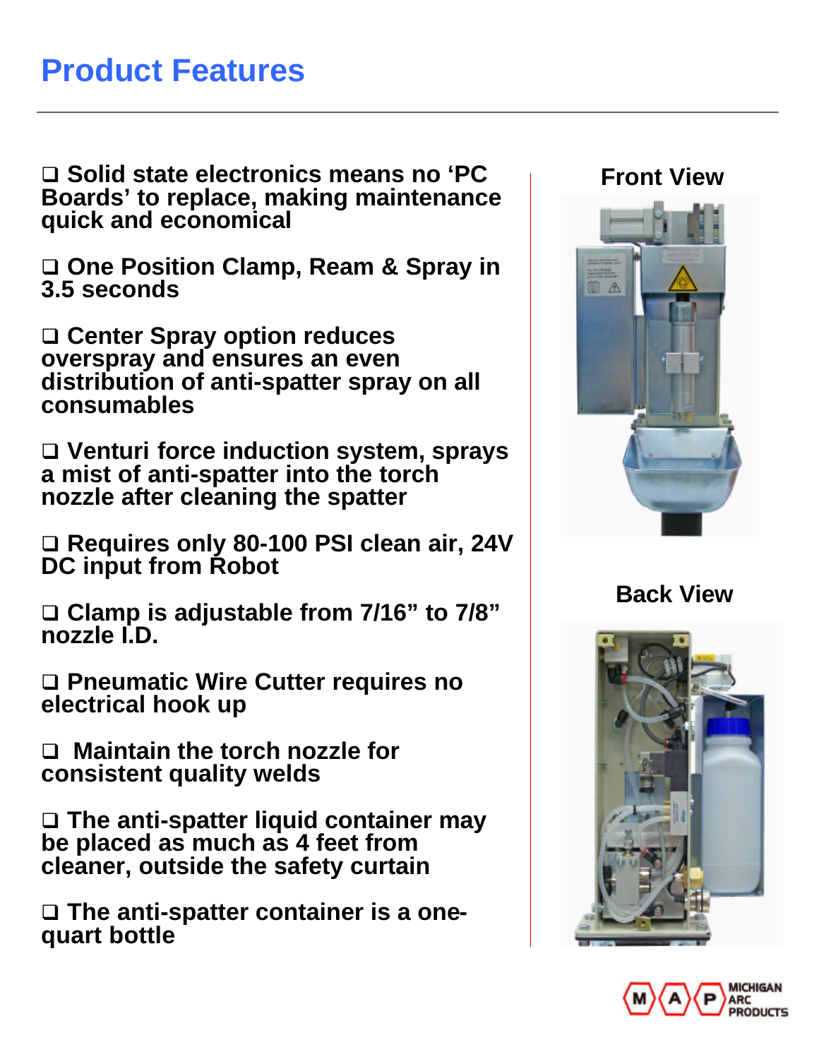# Product Features

- Solid state electronics means no 'PC Boards' to replace, making maintenance quick and economical
- One Position Clamp, Ream & Spray in 3.5 seconds
- Center Spray option reduces overspray and ensures an even distribution of anti-spatter spray on all consumables
- Venturi force induction system, sprays a mist of anti-spatter into the torch nozzle after cleaning the spatter
- Requires only 80-100 PSI clean air, 24V DC input from Robot
- Clamp is adjustable from 7/16" to 7/8" nozzle I.D.
- Pneumatic Wire Cutter requires no electrical hook up
- Maintain the torch nozzle for consistent quality welds
- The anti-spatter liquid container may be placed as much as 4 feet from cleaner, outside the safety curtain
- The anti-spatter container is a one-quart bottle

**Front View**

**Back View**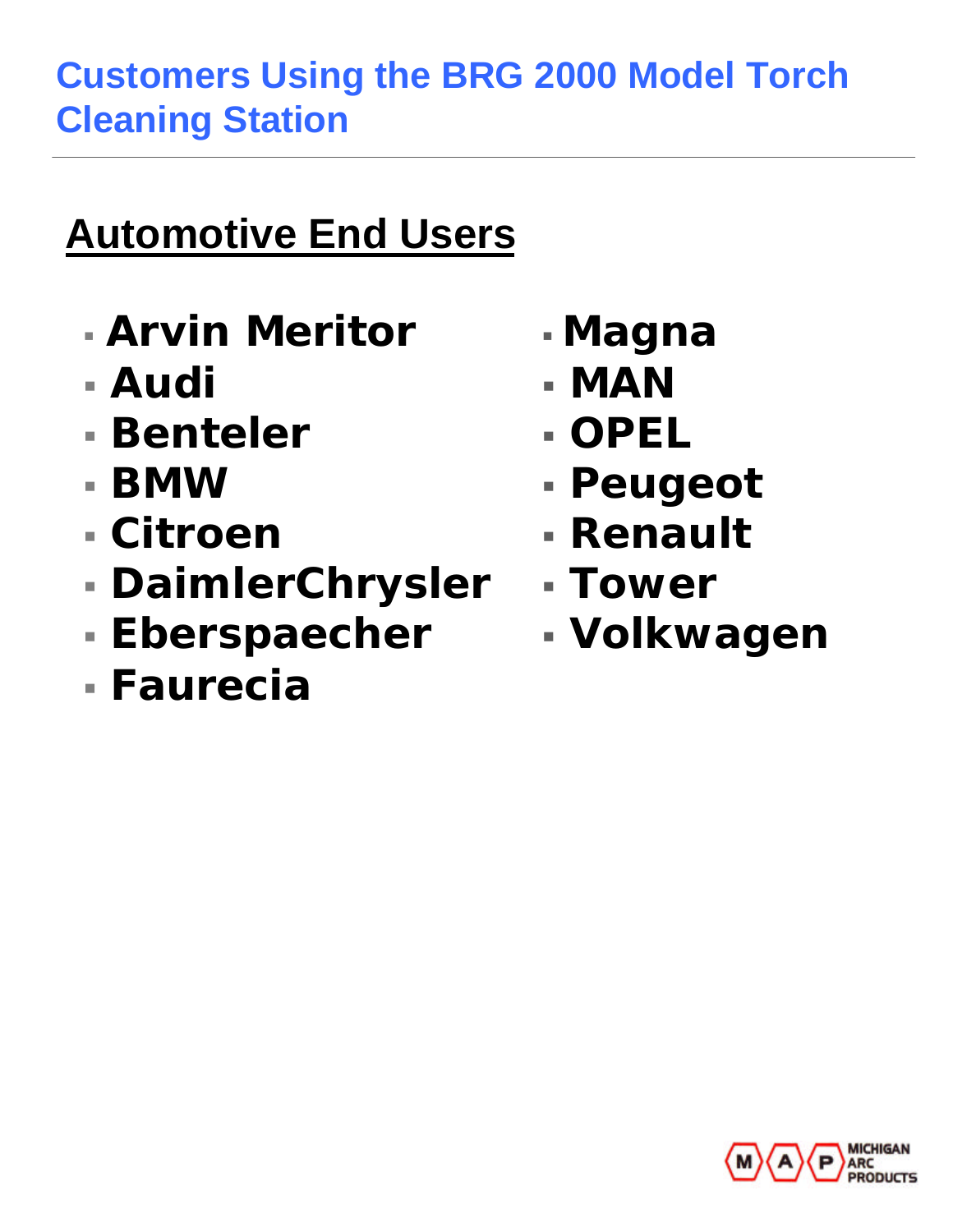# Customers Using the BRG 2000 Model Torch Cleaning Station

## Automotive End Users

- **Arvin Meritor**
- **Audi**
- **Benteler**
- **BMW**
- **Citroen**
- **DaimlerChrysler**
- **Eberspaecher**
- **Faurecia**
- **Magna**
- **MAN**
- **OPEL**
- **Peugeot**
- **Renault**
- **Tower**
- **Volkwagen**

MICHIGAN ARC PRODUCTS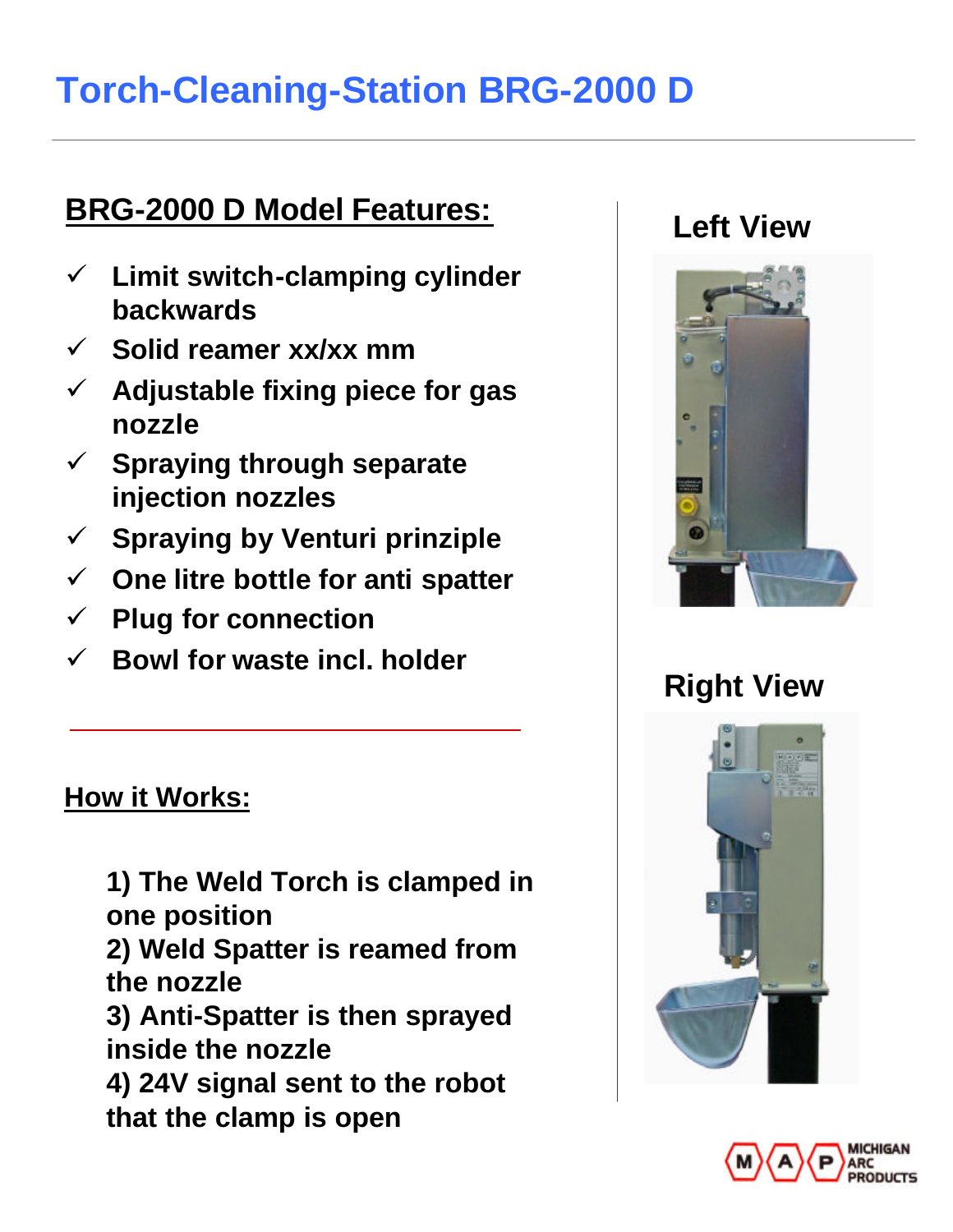# Torch-Cleaning-Station BRG-2000 D

## BRG-2000 D Model Features:

- ✓ Limit switch-clamping cylinder backwards
- ✓ Solid reamer xx/xx mm
- ✓ Adjustable fixing piece for gas nozzle
- ✓ Spraying through separate injection nozzles
- ✓ Spraying by Venturi prinziple
- ✓ One litre bottle for anti spatter
- ✓ Plug for connection
- ✓ Bowl for waste incl. holder

## How it Works:

1) The Weld Torch is clamped in one position
2) Weld Spatter is reamed from the nozzle
3) Anti-Spatter is then sprayed inside the nozzle
4) 24V signal sent to the robot that the clamp is open

**Left View**

**Right View**

MICHIGAN ARC PRODUCTS